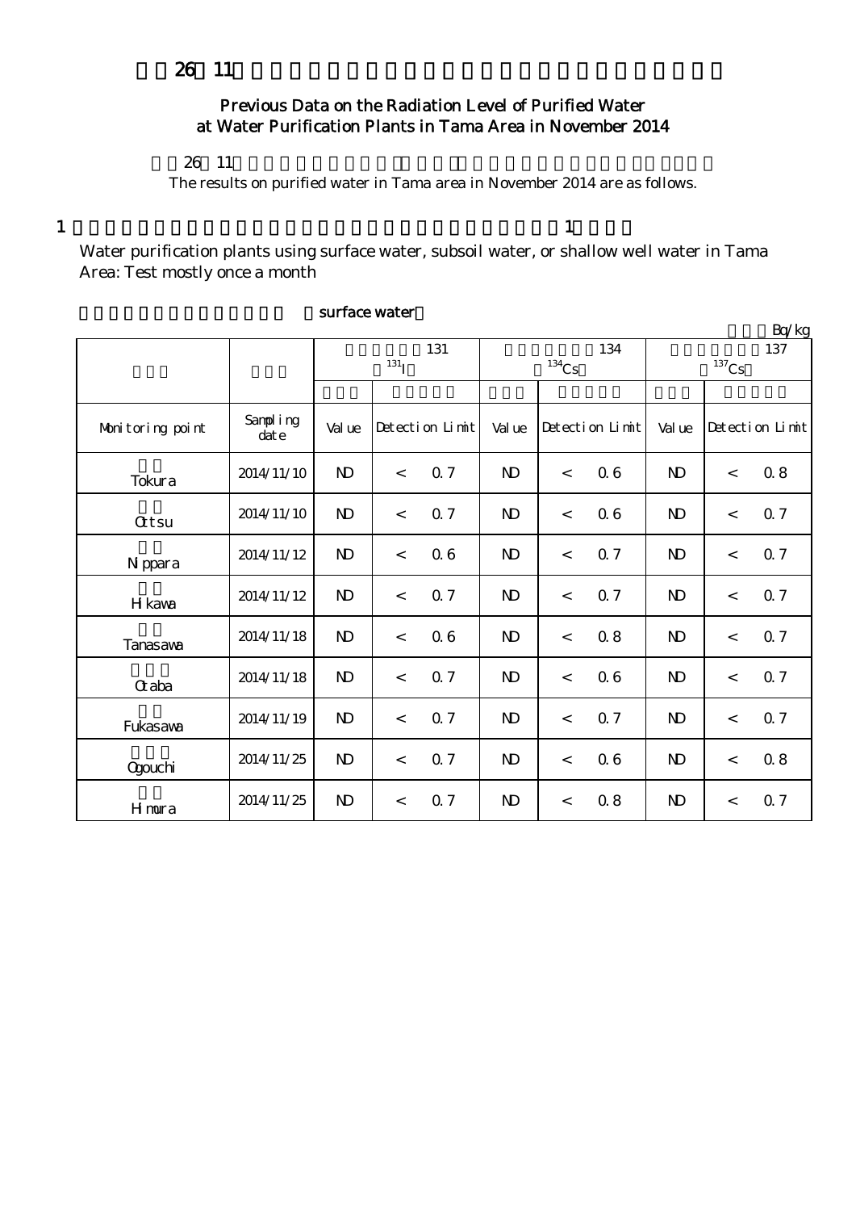# 平成26年11月の多摩地区浄水所の浄水（水道水）の放射能測定結果（過去分）

## Previous Data on the Radiation Level of Purified Water at Water Purification Plants in Tama Area in November 2014

平成26年11月の多摩地区浄水所の浄水（水道水）の放射能測定結果は、以下のとおりです。

The results on purified water in Tama area in November 2014 are as follows.

1 多摩地区の表流水・伏流水・浅井戸を水源とする浄水所：概ね月1回測定

Water purification plants using surface water, subsoil water, or shallow well water in Tama Area: Test mostly once a month

表流水を水源とする浄水所（surface water）

単位：Bq/kg

| 浄水所 | 採水日 | 放射性ヨウ素131 ($^{131}I$) | | | 放射性セシウム134 ($^{134}Cs$) | | | 放射性セシウム137 ($^{137}Cs$) | | |
|---|---|---|---|---|---|---|---|---|---|---|
| | | 測定値 | 検出限界値 | | 測定値 | 検出限界値 | | 測定値 | 検出限界値 | |
| Monitoring point | Sampling date | Value | Detection Limit | | Value | Detection Limit | | Value | Detection Limit | |
| 戸倉 Tokura | 2014/11/10 | ND | < | 0.7 | ND | < | 0.6 | ND | < | 0.8 |
| 乙津 Ottsu | 2014/11/10 | ND | < | 0.7 | ND | < | 0.6 | ND | < | 0.7 |
| 日原 Nippara | 2014/11/12 | ND | < | 0.6 | ND | < | 0.7 | ND | < | 0.7 |
| 氷川 Hikawa | 2014/11/12 | ND | < | 0.7 | ND | < | 0.7 | ND | < | 0.7 |
| 棚沢 Tanasawa | 2014/11/18 | ND | < | 0.6 | ND | < | 0.8 | ND | < | 0.7 |
| 大丹波 Otaba | 2014/11/18 | ND | < | 0.7 | ND | < | 0.6 | ND | < | 0.7 |
| 深沢 Fukasawa | 2014/11/19 | ND | < | 0.7 | ND | < | 0.7 | ND | < | 0.7 |
| 小河内 Ogouchi | 2014/11/25 | ND | < | 0.7 | ND | < | 0.6 | ND | < | 0.8 |
| 日向和田 Himura | 2014/11/25 | ND | < | 0.7 | ND | < | 0.8 | ND | < | 0.7 |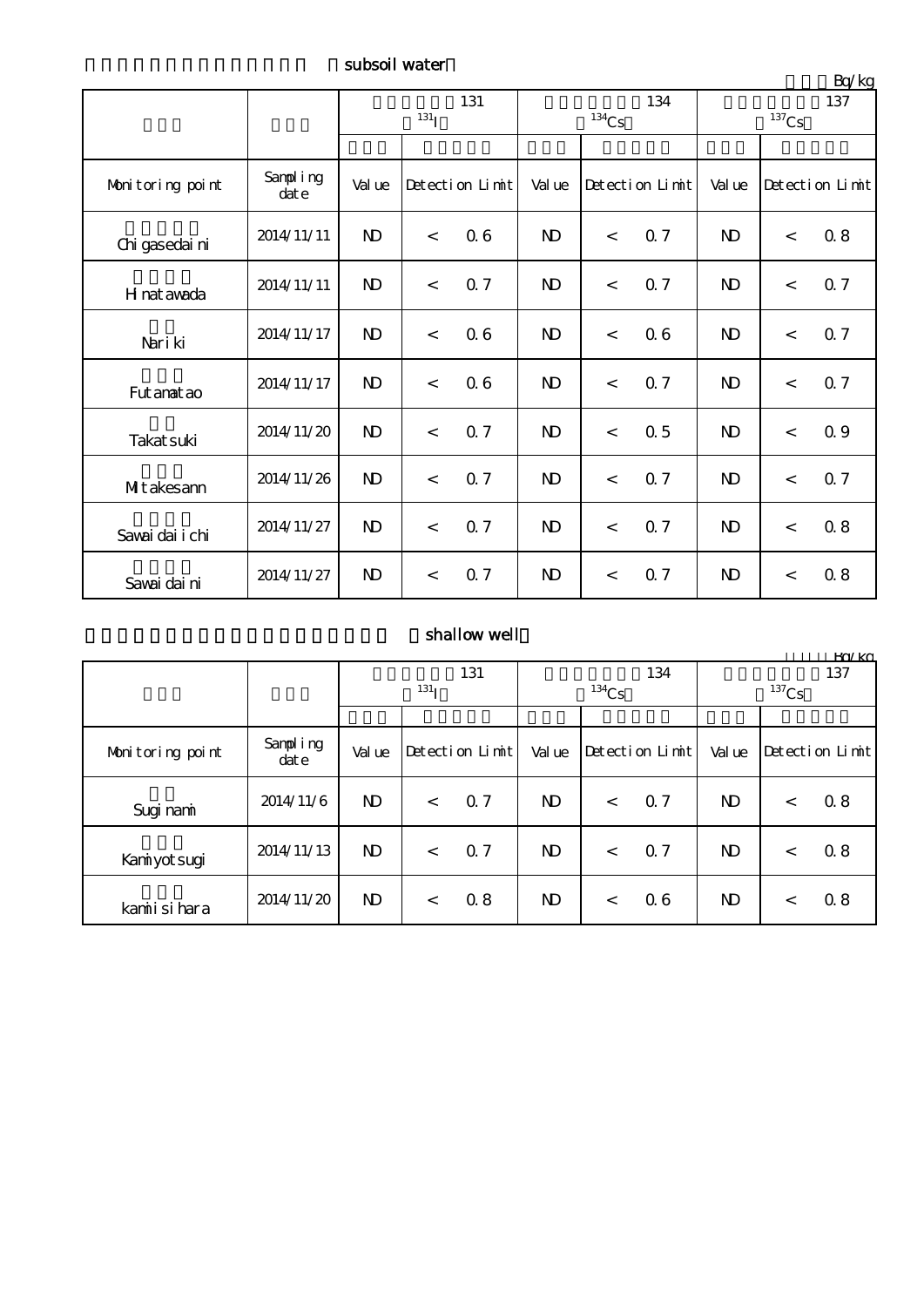（subsoil water）

Bq/kg

| Monitoring point | Sampling date | $^{131}$I 131 Value | Detection Limit | $^{134}$Cs 134 Value | Detection Limit | $^{137}$Cs 137 Value | Detection Limit |
|---|---|---|---|---|---|---|---|
| Chigasedaini | 2014/11/11 | ND | < 0.6 | ND | < 0.7 | ND | < 0.8 |
| Hinatawada | 2014/11/11 | ND | < 0.7 | ND | < 0.7 | ND | < 0.7 |
| Nariki | 2014/11/17 | ND | < 0.6 | ND | < 0.6 | ND | < 0.7 |
| Futamatao | 2014/11/17 | ND | < 0.6 | ND | < 0.7 | ND | < 0.7 |
| Takatsuki | 2014/11/20 | ND | < 0.7 | ND | < 0.5 | ND | < 0.9 |
| Mitakesann | 2014/11/26 | ND | < 0.7 | ND | < 0.7 | ND | < 0.7 |
| Sawaidaiichi | 2014/11/27 | ND | < 0.7 | ND | < 0.7 | ND | < 0.8 |
| Sawaidaini | 2014/11/27 | ND | < 0.7 | ND | < 0.7 | ND | < 0.8 |

（shallow well）

Bq/kg

| Monitoring point | Sampling date | $^{131}$I 131 Value | Detection Limit | $^{134}$Cs 134 Value | Detection Limit | $^{137}$Cs 137 Value | Detection Limit |
|---|---|---|---|---|---|---|---|
| Suginami | 2014/11/6 | ND | < 0.7 | ND | < 0.7 | ND | < 0.8 |
| Kamiyotsugi | 2014/11/13 | ND | < 0.7 | ND | < 0.7 | ND | < 0.8 |
| kamiisihara | 2014/11/20 | ND | < 0.8 | ND | < 0.6 | ND | < 0.8 |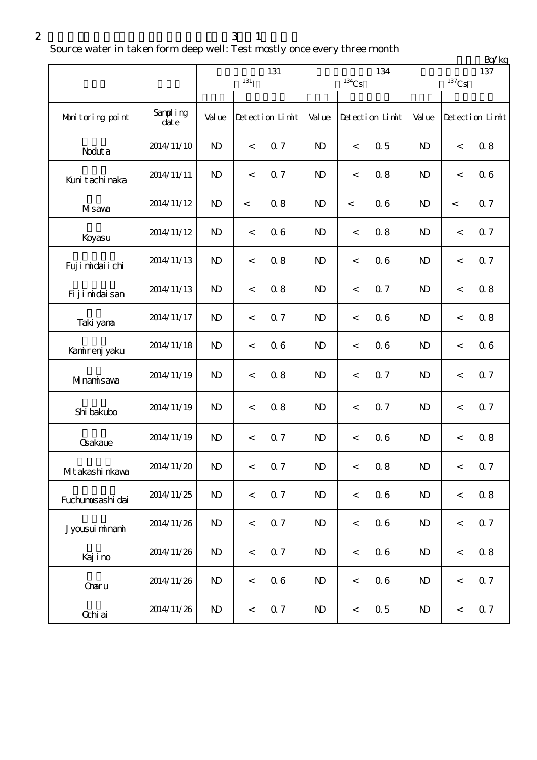2 3 1

Source water in taken form deep well: Test mostly once every three month

Bq/kg

| | | 131 $^{131}$I | | | 134 $^{134}$Cs | | | 137 $^{137}$Cs | | |
|---|---|---|---|---|---|---|---|---|---|---|
| Monitoring point | Sampling date | Value | Detection Limit | | Value | Detection Limit | | Value | Detection Limit | |
| Noduta | 2014/11/10 | ND | < | 0.7 | ND | < | 0.5 | ND | < | 0.8 |
| Kunitachinaka | 2014/11/11 | ND | < | 0.7 | ND | < | 0.8 | ND | < | 0.6 |
| Misawa | 2014/11/12 | ND | < | 0.8 | ND | < | 0.6 | ND | < | 0.7 |
| Koyasu | 2014/11/12 | ND | < | 0.6 | ND | < | 0.8 | ND | < | 0.7 |
| Fujimidaiichi | 2014/11/13 | ND | < | 0.8 | ND | < | 0.6 | ND | < | 0.7 |
| Fijimidaisan | 2014/11/13 | ND | < | 0.8 | ND | < | 0.7 | ND | < | 0.8 |
| Takiyama | 2014/11/17 | ND | < | 0.7 | ND | < | 0.6 | ND | < | 0.8 |
| Kamirenjyaku | 2014/11/18 | ND | < | 0.6 | ND | < | 0.6 | ND | < | 0.6 |
| Minamisawa | 2014/11/19 | ND | < | 0.8 | ND | < | 0.7 | ND | < | 0.7 |
| Shibakubo | 2014/11/19 | ND | < | 0.8 | ND | < | 0.7 | ND | < | 0.7 |
| Osakaue | 2014/11/19 | ND | < | 0.7 | ND | < | 0.6 | ND | < | 0.8 |
| Mitakashinkawa | 2014/11/20 | ND | < | 0.7 | ND | < | 0.8 | ND | < | 0.7 |
| Fuchumusashidai | 2014/11/25 | ND | < | 0.7 | ND | < | 0.6 | ND | < | 0.8 |
| Jyousuiminami | 2014/11/26 | ND | < | 0.7 | ND | < | 0.6 | ND | < | 0.7 |
| Kajino | 2014/11/26 | ND | < | 0.7 | ND | < | 0.6 | ND | < | 0.8 |
| Omaru | 2014/11/26 | ND | < | 0.6 | ND | < | 0.6 | ND | < | 0.7 |
| Ochiai | 2014/11/26 | ND | < | 0.7 | ND | < | 0.5 | ND | < | 0.7 |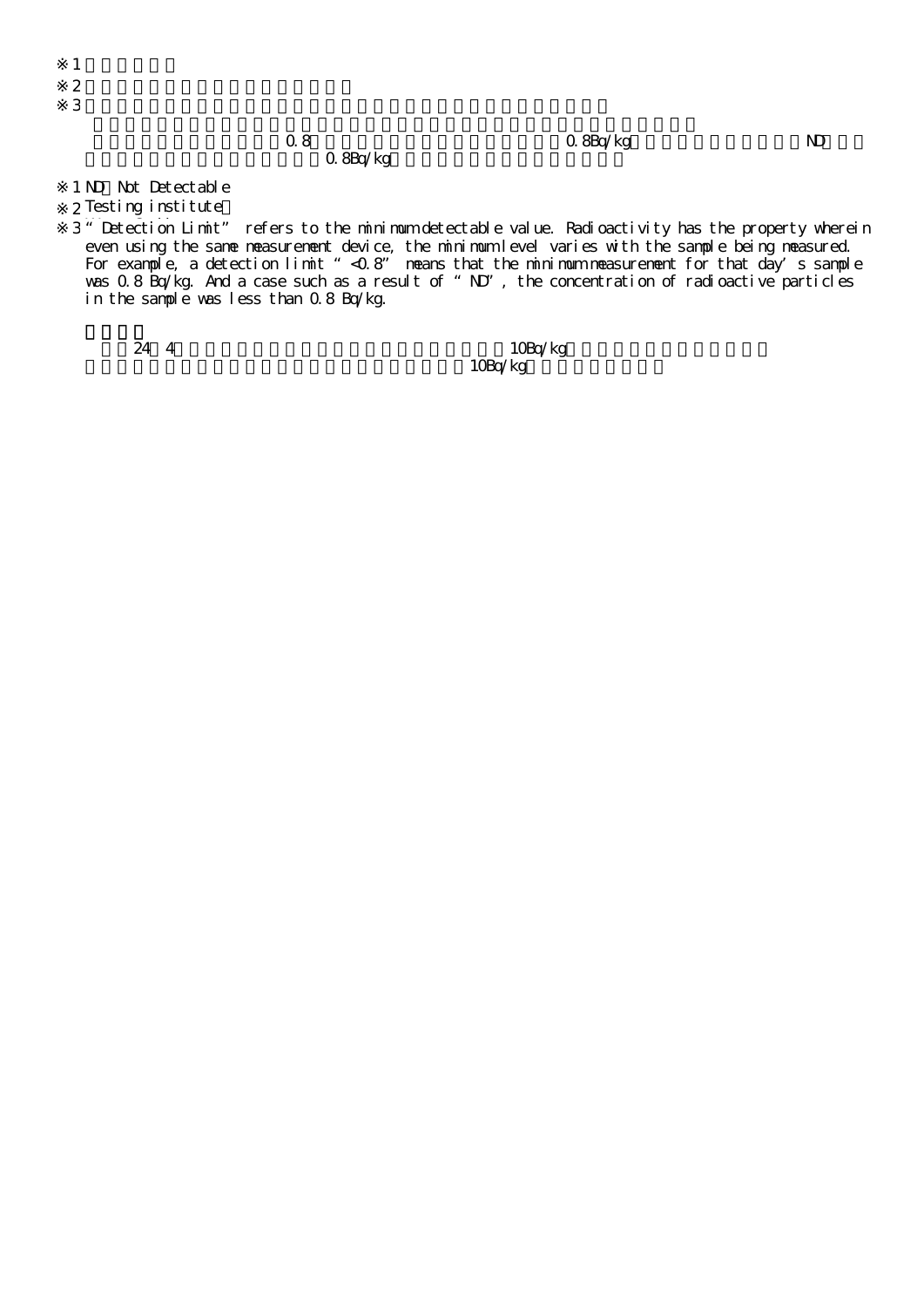※1

※2

※3

0.8　　　　　　　　　　　　　　　　0.8Bq/kg　　　　　　　　　　　ND

0.8Bq/kg

※1 ND　Not Detectable

※2 Testing institute

※3 "Detection Limit" refers to the minimum detectable value. Radioactivity has the property wherein even using the same measurement device, the minimum level varies with the sample being measured. For example, a detection limit "<0.8" means that the minimum measurement for that day's sample was 0.8 Bq/kg. And a case such as a result of "ND", the concentration of radioactive particles in the sample was less than 0.8 Bq/kg.

24　4　　　　　　　　　　　　　　　　10Bq/kg

10Bq/kg